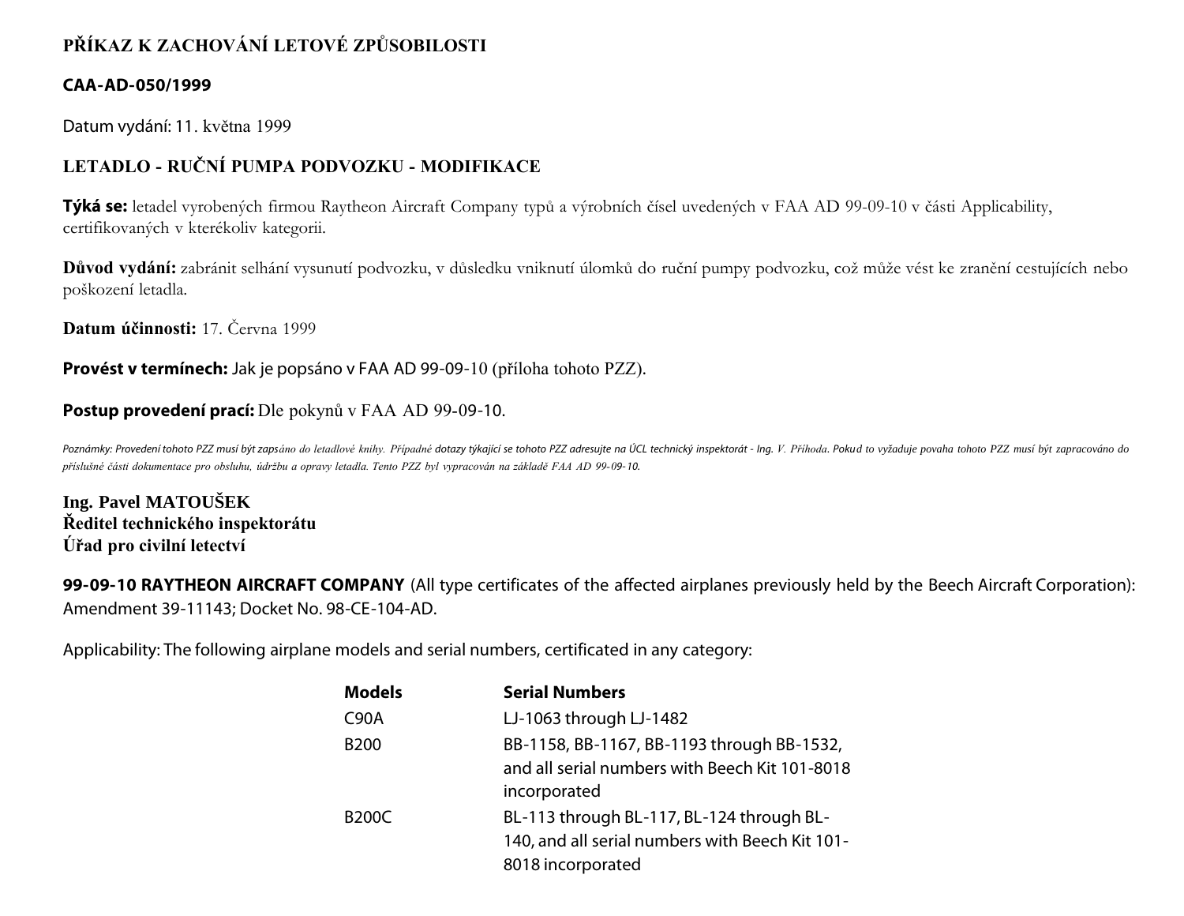# PŘÍKAZ K ZACHOVÁNÍ LETOVÉ ZPŮSOBILOSTI

**CAA-AD-050/1999**

Datum vydání: 11. května 1999

## LETADLO - RUČNÍ PUMPA PODVOZKU - MODIFIKACE

**Týká se:** letadel vyrobených firmou Raytheon Aircraft Company typů a výrobních čísel uvedených v FAA AD 99-09-10 v části Applicability, certifikovaných v kterékoliv kategorii.

**Důvod vydání:** zabránit selhání vysunutí podvozku, v důsledku vniknutí úlomků do ruční pumpy podvozku, což může vést ke zranění cestujících nebo poškození letadla.

**Datum účinnosti:** 17. Června 1999

**Provést v termínech:** Jak je popsáno v FAA AD 99-09-10 (příloha tohoto PZZ).

**Postup provedení prací:** Dle pokynů v FAA AD 99-09-10.

*Poznámky: Provedení tohoto PZZ musí být zapsáno do letadlové knihy. Případné dotazy týkající se tohoto PZZ adresujte na ÚCL technický inspektorát - Ing. V. Příhoda. Pokud to vyžaduje povaha tohoto PZZ musí být zapracováno do příslušné části dokumentace pro obsluhu, údržbu a opravy letadla. Tento PZZ byl vypracován na základě FAA AD 99-09-10.*

**Ing. Pavel MATOUŠEK**
**Ředitel technického inspektorátu**
**Úřad pro civilní letectví**

**99-09-10 RAYTHEON AIRCRAFT COMPANY** (All type certificates of the affected airplanes previously held by the Beech Aircraft Corporation): Amendment 39-11143; Docket No. 98-CE-104-AD.

Applicability: The following airplane models and serial numbers, certificated in any category:

| Models | Serial Numbers |
|---|---|
| C90A | LJ-1063 through LJ-1482 |
| B200 | BB-1158, BB-1167, BB-1193 through BB-1532, and all serial numbers with Beech Kit 101-8018 incorporated |
| B200C | BL-113 through BL-117, BL-124 through BL-140, and all serial numbers with Beech Kit 101-8018 incorporated |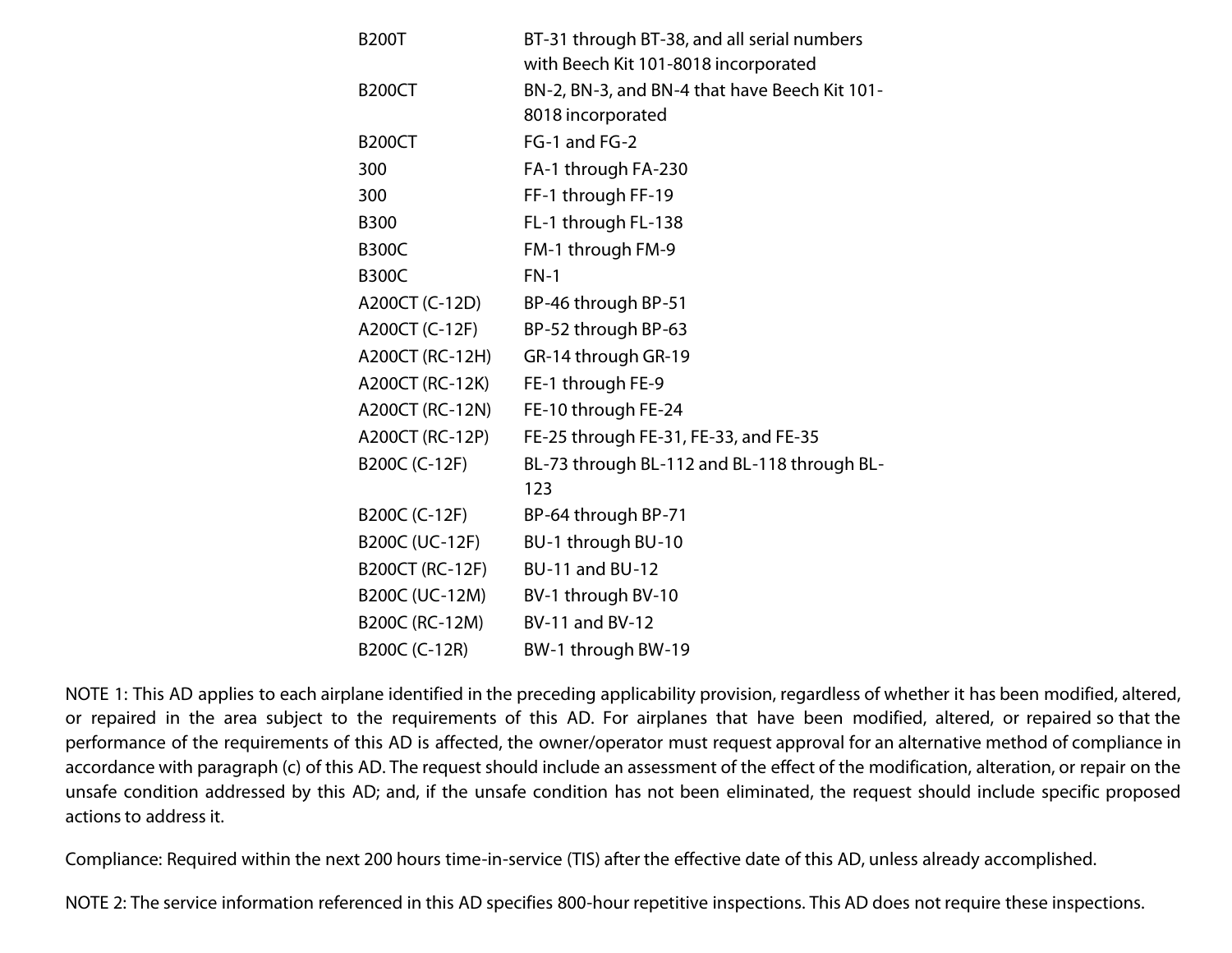| | |
|---|---|
| B200T | BT-31 through BT-38, and all serial numbers with Beech Kit 101-8018 incorporated |
| B200CT | BN-2, BN-3, and BN-4 that have Beech Kit 101-8018 incorporated |
| B200CT | FG-1 and FG-2 |
| 300 | FA-1 through FA-230 |
| 300 | FF-1 through FF-19 |
| B300 | FL-1 through FL-138 |
| B300C | FM-1 through FM-9 |
| B300C | FN-1 |
| A200CT (C-12D) | BP-46 through BP-51 |
| A200CT (C-12F) | BP-52 through BP-63 |
| A200CT (RC-12H) | GR-14 through GR-19 |
| A200CT (RC-12K) | FE-1 through FE-9 |
| A200CT (RC-12N) | FE-10 through FE-24 |
| A200CT (RC-12P) | FE-25 through FE-31, FE-33, and FE-35 |
| B200C (C-12F) | BL-73 through BL-112 and BL-118 through BL-123 |
| B200C (C-12F) | BP-64 through BP-71 |
| B200C (UC-12F) | BU-1 through BU-10 |
| B200CT (RC-12F) | BU-11 and BU-12 |
| B200C (UC-12M) | BV-1 through BV-10 |
| B200C (RC-12M) | BV-11 and BV-12 |
| B200C (C-12R) | BW-1 through BW-19 |

NOTE 1: This AD applies to each airplane identified in the preceding applicability provision, regardless of whether it has been modified, altered, or repaired in the area subject to the requirements of this AD. For airplanes that have been modified, altered, or repaired so that the performance of the requirements of this AD is affected, the owner/operator must request approval for an alternative method of compliance in accordance with paragraph (c) of this AD. The request should include an assessment of the effect of the modification, alteration, or repair on the unsafe condition addressed by this AD; and, if the unsafe condition has not been eliminated, the request should include specific proposed actions to address it.

Compliance: Required within the next 200 hours time-in-service (TIS) after the effective date of this AD, unless already accomplished.

NOTE 2: The service information referenced in this AD specifies 800-hour repetitive inspections. This AD does not require these inspections.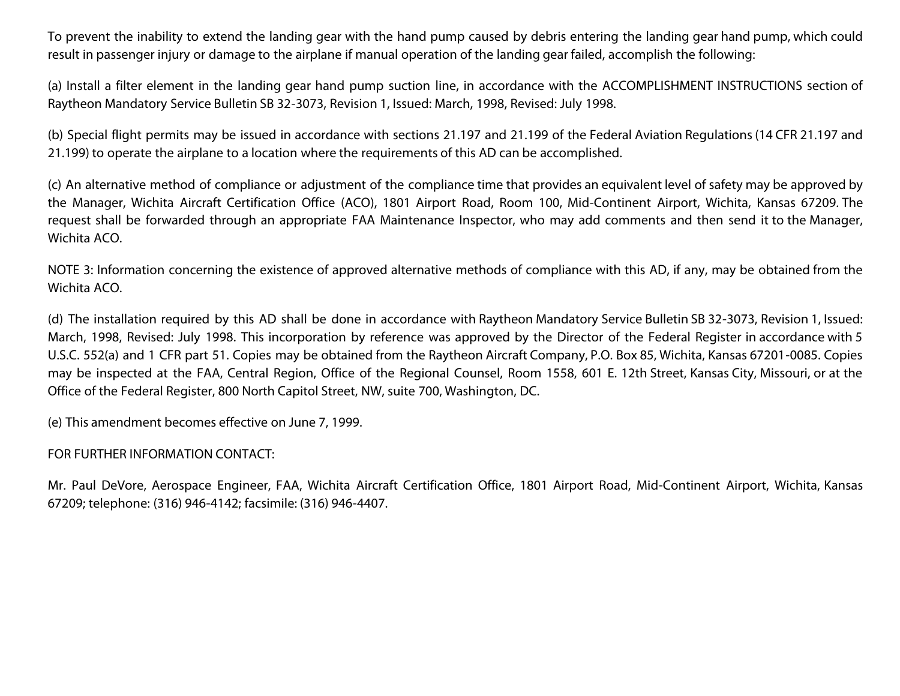To prevent the inability to extend the landing gear with the hand pump caused by debris entering the landing gear hand pump, which could result in passenger injury or damage to the airplane if manual operation of the landing gear failed, accomplish the following:

(a) Install a filter element in the landing gear hand pump suction line, in accordance with the ACCOMPLISHMENT INSTRUCTIONS section of Raytheon Mandatory Service Bulletin SB 32-3073, Revision 1, Issued: March, 1998, Revised: July 1998.

(b) Special flight permits may be issued in accordance with sections 21.197 and 21.199 of the Federal Aviation Regulations (14 CFR 21.197 and 21.199) to operate the airplane to a location where the requirements of this AD can be accomplished.

(c) An alternative method of compliance or adjustment of the compliance time that provides an equivalent level of safety may be approved by the Manager, Wichita Aircraft Certification Office (ACO), 1801 Airport Road, Room 100, Mid-Continent Airport, Wichita, Kansas 67209. The request shall be forwarded through an appropriate FAA Maintenance Inspector, who may add comments and then send it to the Manager, Wichita ACO.

NOTE 3: Information concerning the existence of approved alternative methods of compliance with this AD, if any, may be obtained from the Wichita ACO.

(d) The installation required by this AD shall be done in accordance with Raytheon Mandatory Service Bulletin SB 32-3073, Revision 1, Issued: March, 1998, Revised: July 1998. This incorporation by reference was approved by the Director of the Federal Register in accordance with 5 U.S.C. 552(a) and 1 CFR part 51. Copies may be obtained from the Raytheon Aircraft Company, P.O. Box 85, Wichita, Kansas 67201-0085. Copies may be inspected at the FAA, Central Region, Office of the Regional Counsel, Room 1558, 601 E. 12th Street, Kansas City, Missouri, or at the Office of the Federal Register, 800 North Capitol Street, NW, suite 700, Washington, DC.

(e) This amendment becomes effective on June 7, 1999.

FOR FURTHER INFORMATION CONTACT:

Mr. Paul DeVore, Aerospace Engineer, FAA, Wichita Aircraft Certification Office, 1801 Airport Road, Mid-Continent Airport, Wichita, Kansas 67209; telephone: (316) 946-4142; facsimile: (316) 946-4407.